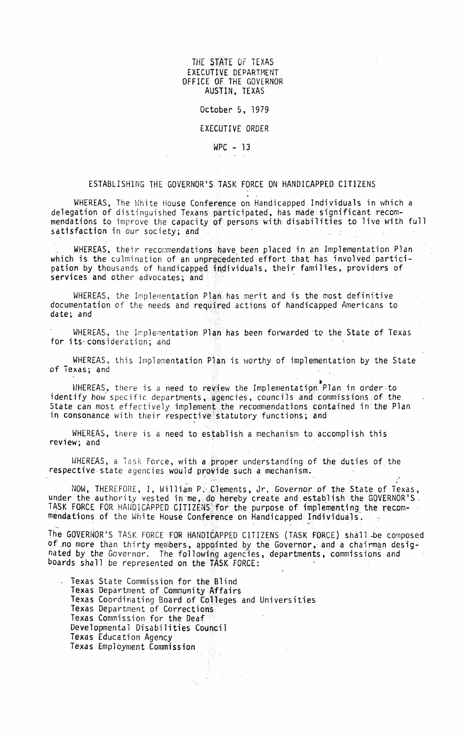THE STATE OF TEXAS
EXECUTIVE DEPARTMENT
OFFICE OF THE GOVERNOR
AUSTIN, TEXAS

October 5, 1979

EXECUTIVE ORDER

WPC - 13

# ESTABLISHING THE GOVERNOR'S TASK FORCE ON HANDICAPPED CITIZENS

WHEREAS, The White House Conference on Handicapped Individuals in which a delegation of distinguished Texans participated, has made significant recommendations to improve the capacity of persons with disabilities to live with full satisfaction in our society; and

WHEREAS, their recommendations have been placed in an Implementation Plan which is the culmination of an unprecedented effort that has involved participation by thousands of handicapped individuals, their families, providers of services and other advocates; and

WHEREAS, the Implementation Plan has merit and is the most definitive documentation of the needs and required actions of handicapped Americans to date; and

WHEREAS, the Implementation Plan has been forwarded to the State of Texas for its consideration; and

WHEREAS, this Implementation Plan is worthy of implementation by the State of Texas; and

WHEREAS, there is a need to review the Implementation Plan in order to identify how specific departments, agencies, councils and commissions of the State can most effectively implement the recommendations contained in the Plan in consonance with their respective statutory functions; and

WHEREAS, there is a need to establish a mechanism to accomplish this review; and

WHEREAS, a Task Force, with a proper understanding of the duties of the respective state agencies would provide such a mechanism.

NOW, THEREFORE, I, William P. Clements, Jr. Governor of the State of Texas, under the authority vested in me, do hereby create and establish the GOVERNOR'S TASK FORCE FOR HANDICAPPED CITIZENS for the purpose of implementing the recommendations of the White House Conference on Handicapped Individuals.

The GOVERNOR'S TASK FORCE FOR HANDICAPPED CITIZENS (TASK FORCE) shall be composed of no more than thirty members, appointed by the Governor, and a chairman designated by the Governor. The following agencies, departments, commissions and boards shall be represented on the TASK FORCE:

- Texas State Commission for the Blind
- Texas Department of Community Affairs
- Texas Coordinating Board of Colleges and Universities
- Texas Department of Corrections
- Texas Commission for the Deaf
- Developmental Disabilities Council
- Texas Education Agency
- Texas Employment Commission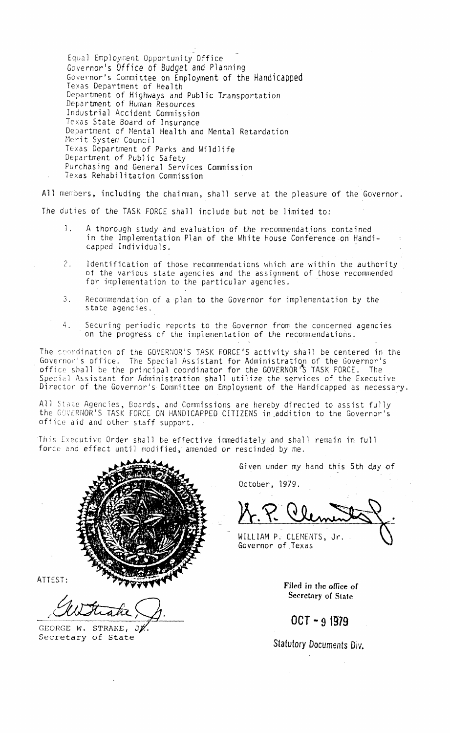Equal Employment Opportunity Office
Governor's Office of Budget and Planning
Governor's Committee on Employment of the Handicapped
Texas Department of Health
Department of Highways and Public Transportation
Department of Human Resources
Industrial Accident Commission
Texas State Board of Insurance
Department of Mental Health and Mental Retardation
Merit System Council
Texas Department of Parks and Wildlife
Department of Public Safety
Purchasing and General Services Commission
Texas Rehabilitation Commission

All members, including the chairman, shall serve at the pleasure of the Governor.

The duties of the TASK FORCE shall include but not be limited to:

1. A thorough study and evaluation of the recommendations contained in the Implementation Plan of the White House Conference on Handicapped Individuals.

2. Identification of those recommendations which are within the authority of the various state agencies and the assignment of those recommended for implementation to the particular agencies.

3. Recommendation of a plan to the Governor for implementation by the state agencies.

4. Securing periodic reports to the Governor from the concerned agencies on the progress of the implementation of the recommendations.

The coordination of the GOVERNOR'S TASK FORCE'S activity shall be centered in the Governor's office. The Special Assistant for Administration of the Governor's office shall be the principal coordinator for the GOVERNOR'S TASK FORCE. The Special Assistant for Administration shall utilize the services of the Executive Director of the Governor's Committee on Employment of the Handicapped as necessary.

All State Agencies, Boards, and Commissions are hereby directed to assist fully the GOVERNOR'S TASK FORCE ON HANDICAPPED CITIZENS in addition to the Governor's office aid and other staff support.

This Executive Order shall be effective immediately and shall remain in full force and effect until modified, amended or rescinded by me.

Given under my hand this 5th day of October, 1979.

WILLIAM P. CLEMENTS, Jr.
Governor of Texas

ATTEST:

GEORGE W. STRAKE, JR.
Secretary of State

Filed in the office of
Secretary of State

OCT - 9 1979

Statutory Documents Div.